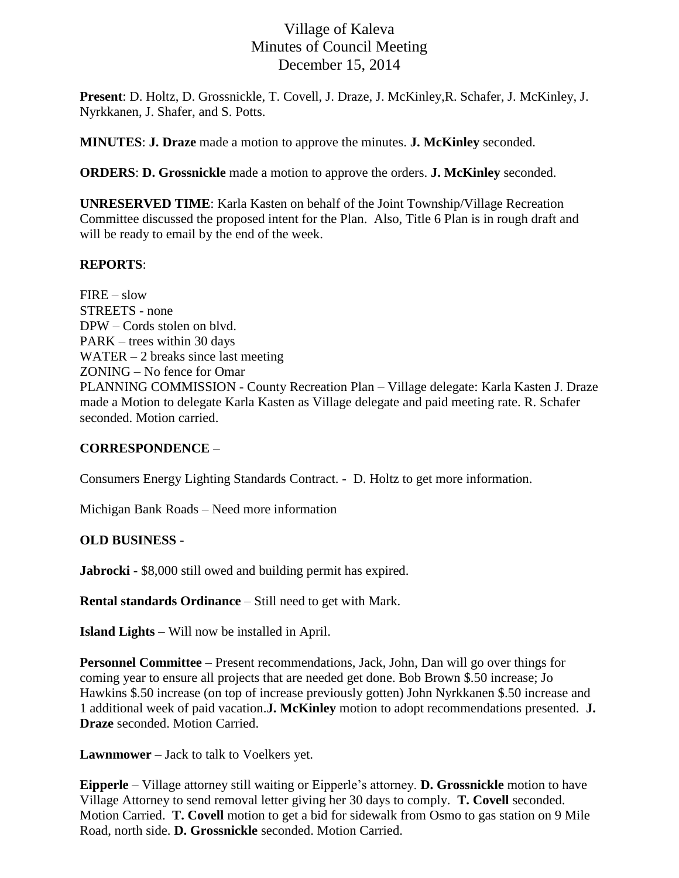# Village of Kaleva
# Minutes of Council Meeting
# December 15, 2014

**Present**: D. Holtz, D. Grossnickle, T. Covell, J. Draze, J. McKinley,R. Schafer, J. McKinley, J. Nyrkkanen, J. Shafer, and S. Potts.

**MINUTES**: **J. Draze** made a motion to approve the minutes. **J. McKinley** seconded.

**ORDERS**: **D. Grossnickle** made a motion to approve the orders. **J. McKinley** seconded.

**UNRESERVED TIME**: Karla Kasten on behalf of the Joint Township/Village Recreation Committee discussed the proposed intent for the Plan. Also, Title 6 Plan is in rough draft and will be ready to email by the end of the week.

**REPORTS**:

FIRE – slow
STREETS - none
DPW – Cords stolen on blvd.
PARK – trees within 30 days
WATER – 2 breaks since last meeting
ZONING – No fence for Omar
PLANNING COMMISSION - County Recreation Plan – Village delegate: Karla Kasten J. Draze made a Motion to delegate Karla Kasten as Village delegate and paid meeting rate. R. Schafer seconded. Motion carried.

**CORRESPONDENCE** –

Consumers Energy Lighting Standards Contract. - D. Holtz to get more information.

Michigan Bank Roads – Need more information

**OLD BUSINESS -**

**Jabrocki** - $8,000 still owed and building permit has expired.

**Rental standards Ordinance** – Still need to get with Mark.

**Island Lights** – Will now be installed in April.

**Personnel Committee** – Present recommendations, Jack, John, Dan will go over things for coming year to ensure all projects that are needed get done. Bob Brown $.50 increase; Jo Hawkins $.50 increase (on top of increase previously gotten) John Nyrkkanen $.50 increase and 1 additional week of paid vacation.**J. McKinley** motion to adopt recommendations presented. **J. Draze** seconded. Motion Carried.

**Lawnmower** – Jack to talk to Voelkers yet.

**Eipperle** – Village attorney still waiting or Eipperle's attorney. **D. Grossnickle** motion to have Village Attorney to send removal letter giving her 30 days to comply. **T. Covell** seconded. Motion Carried. **T. Covell** motion to get a bid for sidewalk from Osmo to gas station on 9 Mile Road, north side. **D. Grossnickle** seconded. Motion Carried.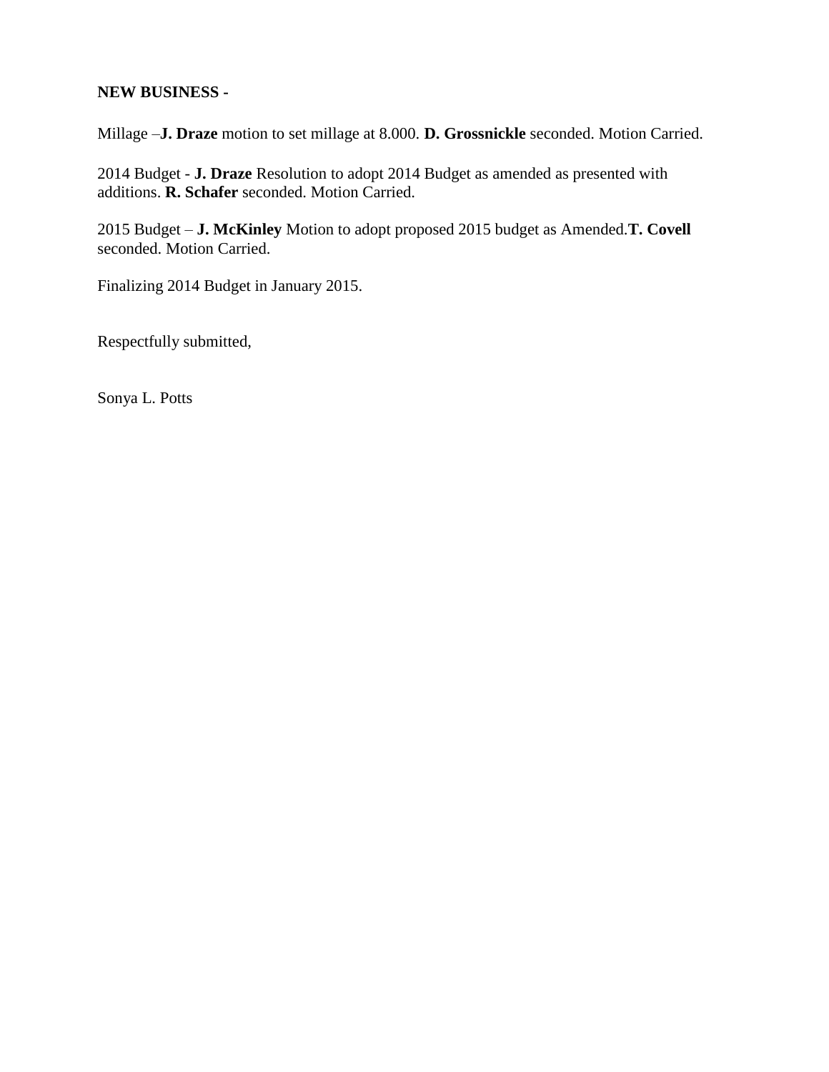**NEW BUSINESS -**

Millage –**J. Draze** motion to set millage at 8.000. **D. Grossnickle** seconded. Motion Carried.

2014 Budget - **J. Draze** Resolution to adopt 2014 Budget as amended as presented with additions. **R. Schafer** seconded. Motion Carried.

2015 Budget – **J. McKinley** Motion to adopt proposed 2015 budget as Amended.**T. Covell** seconded. Motion Carried.

Finalizing 2014 Budget in January 2015.

Respectfully submitted,

Sonya L. Potts